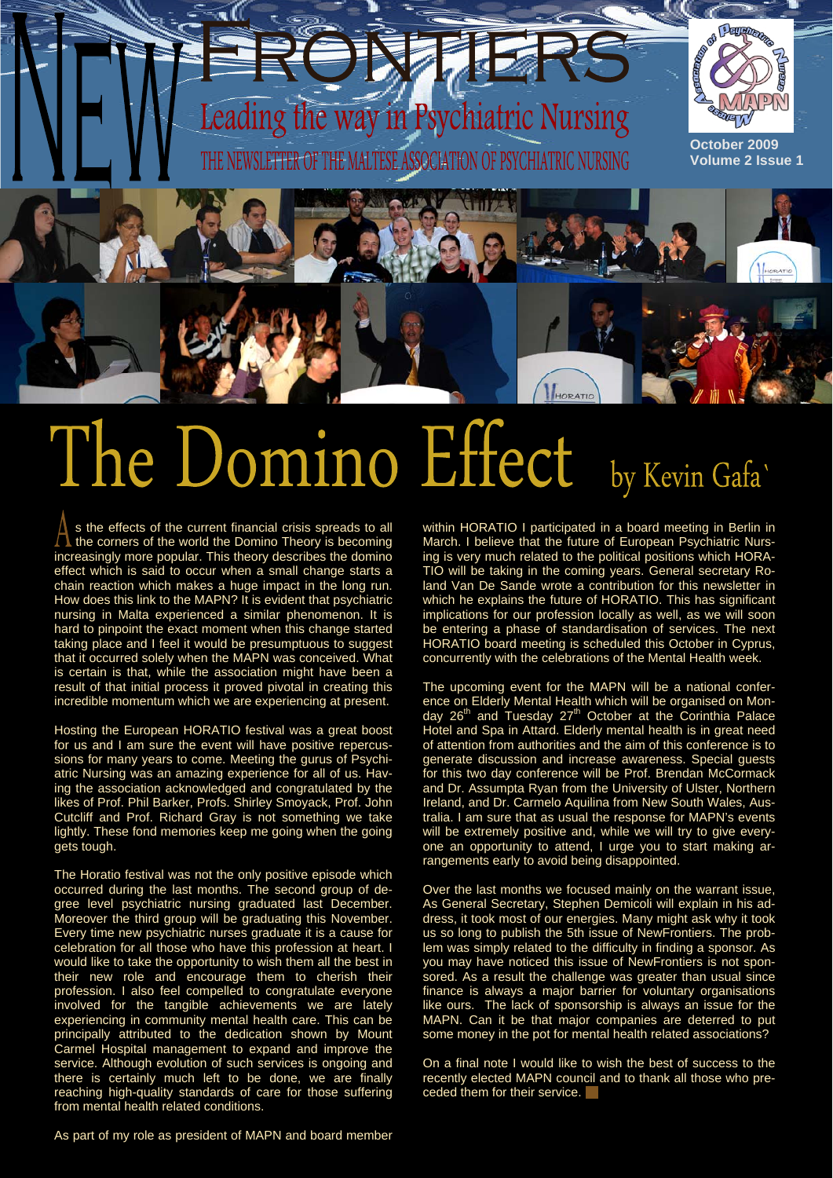# NEW FRONTIERS

Leading the way in Psychiatric Nursing

THE NEWSLETTER OF THE MALTESE ASSOCIATION OF PSYCHIATRIC NURSING

October 2009
Volume 2 Issue 1

# The Domino Effect

by Kevin Gafa`

As the effects of the current financial crisis spreads to all the corners of the world the Domino Theory is becoming increasingly more popular. This theory describes the domino effect which is said to occur when a small change starts a chain reaction which makes a huge impact in the long run. How does this link to the MAPN? It is evident that psychiatric nursing in Malta experienced a similar phenomenon. It is hard to pinpoint the exact moment when this change started taking place and I feel it would be presumptuous to suggest that it occurred solely when the MAPN was conceived. What is certain is that, while the association might have been a result of that initial process it proved pivotal in creating this incredible momentum which we are experiencing at present.

Hosting the European HORATIO festival was a great boost for us and I am sure the event will have positive repercussions for many years to come. Meeting the gurus of Psychiatric Nursing was an amazing experience for all of us. Having the association acknowledged and congratulated by the likes of Prof. Phil Barker, Profs. Shirley Smoyack, Prof. John Cutcliff and Prof. Richard Gray is not something we take lightly. These fond memories keep me going when the going gets tough.

The Horatio festival was not the only positive episode which occurred during the last months. The second group of degree level psychiatric nursing graduated last December. Moreover the third group will be graduating this November. Every time new psychiatric nurses graduate it is a cause for celebration for all those who have this profession at heart. I would like to take the opportunity to wish them all the best in their new role and encourage them to cherish their profession. I also feel compelled to congratulate everyone involved for the tangible achievements we are lately experiencing in community mental health care. This can be principally attributed to the dedication shown by Mount Carmel Hospital management to expand and improve the service. Although evolution of such services is ongoing and there is certainly much left to be done, we are finally reaching high-quality standards of care for those suffering from mental health related conditions.

As part of my role as president of MAPN and board member within HORATIO I participated in a board meeting in Berlin in March. I believe that the future of European Psychiatric Nursing is very much related to the political positions which HORATIO will be taking in the coming years. General secretary Roland Van De Sande wrote a contribution for this newsletter in which he explains the future of HORATIO. This has significant implications for our profession locally as well, as we will soon be entering a phase of standardisation of services. The next HORATIO board meeting is scheduled this October in Cyprus, concurrently with the celebrations of the Mental Health week.

The upcoming event for the MAPN will be a national conference on Elderly Mental Health which will be organised on Monday 26th and Tuesday 27th October at the Corinthia Palace Hotel and Spa in Attard. Elderly mental health is in great need of attention from authorities and the aim of this conference is to generate discussion and increase awareness. Special guests for this two day conference will be Prof. Brendan McCormack and Dr. Assumpta Ryan from the University of Ulster, Northern Ireland, and Dr. Carmelo Aquilina from New South Wales, Australia. I am sure that as usual the response for MAPN's events will be extremely positive and, while we will try to give everyone an opportunity to attend, I urge you to start making arrangements early to avoid being disappointed.

Over the last months we focused mainly on the warrant issue, As General Secretary, Stephen Demicoli will explain in his address, it took most of our energies. Many might ask why it took us so long to publish the 5th issue of NewFrontiers. The problem was simply related to the difficulty in finding a sponsor. As you may have noticed this issue of NewFrontiers is not sponsored. As a result the challenge was greater than usual since finance is always a major barrier for voluntary organisations like ours. The lack of sponsorship is always an issue for the MAPN. Can it be that major companies are deterred to put some money in the pot for mental health related associations?

On a final note I would like to wish the best of success to the recently elected MAPN council and to thank all those who preceded them for their service.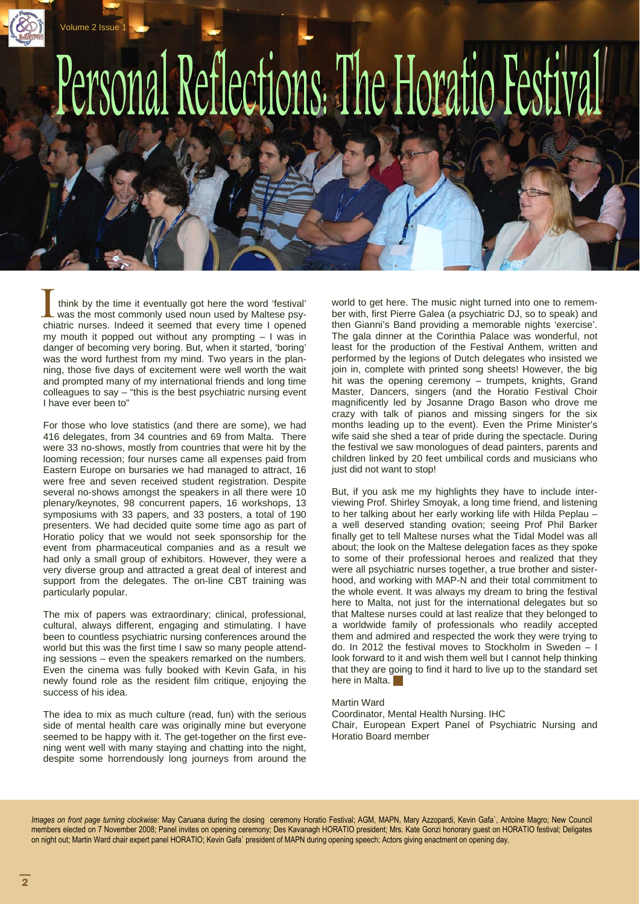# Personal Reflections: The Horatio Festival

I think by the time it eventually got here the word 'festival' was the most commonly used noun used by Maltese psychiatric nurses. Indeed it seemed that every time I opened my mouth it popped out without any prompting – I was in danger of becoming very boring. But, when it started, 'boring' was the word furthest from my mind. Two years in the planning, those five days of excitement were well worth the wait and prompted many of my international friends and long time colleagues to say – "this is the best psychiatric nursing event I have ever been to"

For those who love statistics (and there are some), we had 416 delegates, from 34 countries and 69 from Malta. There were 33 no-shows, mostly from countries that were hit by the looming recession; four nurses came all expenses paid from Eastern Europe on bursaries we had managed to attract, 16 were free and seven received student registration. Despite several no-shows amongst the speakers in all there were 10 plenary/keynotes, 98 concurrent papers, 16 workshops, 13 symposiums with 33 papers, and 33 posters, a total of 190 presenters. We had decided quite some time ago as part of Horatio policy that we would not seek sponsorship for the event from pharmaceutical companies and as a result we had only a small group of exhibitors. However, they were a very diverse group and attracted a great deal of interest and support from the delegates. The on-line CBT training was particularly popular.

The mix of papers was extraordinary; clinical, professional, cultural, always different, engaging and stimulating. I have been to countless psychiatric nursing conferences around the world but this was the first time I saw so many people attending sessions – even the speakers remarked on the numbers. Even the cinema was fully booked with Kevin Gafa, in his newly found role as the resident film critique, enjoying the success of his idea.

The idea to mix as much culture (read, fun) with the serious side of mental health care was originally mine but everyone seemed to be happy with it. The get-together on the first evening went well with many staying and chatting into the night, despite some horrendously long journeys from around the world to get here. The music night turned into one to remember with, first Pierre Galea (a psychiatric DJ, so to speak) and then Gianni's Band providing a memorable nights 'exercise'. The gala dinner at the Corinthia Palace was wonderful, not least for the production of the Festival Anthem, written and performed by the legions of Dutch delegates who insisted we join in, complete with printed song sheets! However, the big hit was the opening ceremony – trumpets, knights, Grand Master, Dancers, singers (and the Horatio Festival Choir magnificently led by Josanne Drago Bason who drove me crazy with talk of pianos and missing singers for the six months leading up to the event). Even the Prime Minister's wife said she shed a tear of pride during the spectacle. During the festival we saw monologues of dead painters, parents and children linked by 20 feet umbilical cords and musicians who just did not want to stop!

But, if you ask me my highlights they have to include interviewing Prof. Shirley Smoyak, a long time friend, and listening to her talking about her early working life with Hilda Peplau – a well deserved standing ovation; seeing Prof Phil Barker finally get to tell Maltese nurses what the Tidal Model was all about; the look on the Maltese delegation faces as they spoke to some of their professional heroes and realized that they were all psychiatric nurses together, a true brother and sisterhood, and working with MAP-N and their total commitment to the whole event. It was always my dream to bring the festival here to Malta, not just for the international delegates but so that Maltese nurses could at last realize that they belonged to a worldwide family of professionals who readily accepted them and admired and respected the work they were trying to do. In 2012 the festival moves to Stockholm in Sweden – I look forward to it and wish them well but I cannot help thinking that they are going to find it hard to live up to the standard set here in Malta.

Martin Ward
Coordinator, Mental Health Nursing. IHC
Chair, European Expert Panel of Psychiatric Nursing and Horatio Board member

*Images on front page turning clockwise:* May Caruana during the closing ceremony Horatio Festival; AGM, MAPN, Mary Azzopardi, Kevin Gafa`, Antoine Magro; New Council members elected on 7 November 2008; Panel invites on opening ceremony; Des Kavanagh HORATIO president; Mrs. Kate Gonzi honorary guest on HORATIO festival; Deligates on night out; Martin Ward chair expert panel HORATIO; Kevin Gafa` president of MAPN during opening speech; Actors giving enactment on opening day.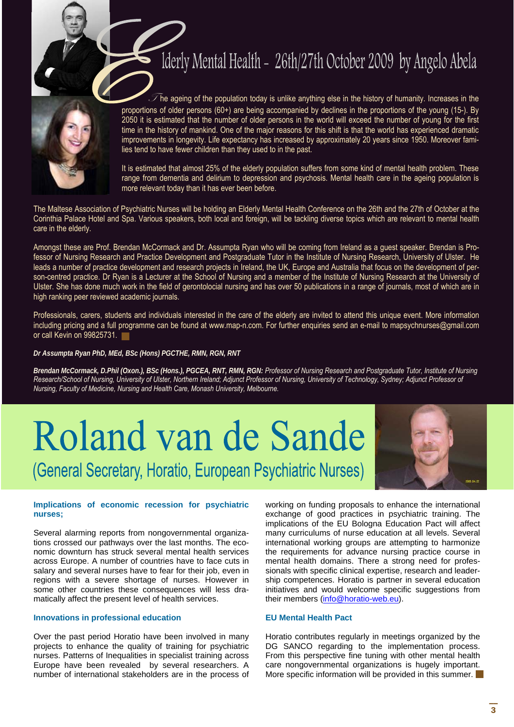# Elderly Mental Health - 26th/27th October 2009 by Angelo Abela

The ageing of the population today is unlike anything else in the history of humanity. Increases in the proportions of older persons (60+) are being accompanied by declines in the proportions of the young (15-). By 2050 it is estimated that the number of older persons in the world will exceed the number of young for the first time in the history of mankind. One of the major reasons for this shift is that the world has experienced dramatic improvements in longevity. Life expectancy has increased by approximately 20 years since 1950. Moreover families tend to have fewer children than they used to in the past.

It is estimated that almost 25% of the elderly population suffers from some kind of mental health problem. These range from dementia and delirium to depression and psychosis. Mental health care in the ageing population is more relevant today than it has ever been before.

The Maltese Association of Psychiatric Nurses will be holding an Elderly Mental Health Conference on the 26th and the 27th of October at the Corinthia Palace Hotel and Spa. Various speakers, both local and foreign, will be tackling diverse topics which are relevant to mental health care in the elderly.

Amongst these are Prof. Brendan McCormack and Dr. Assumpta Ryan who will be coming from Ireland as a guest speaker. Brendan is Professor of Nursing Research and Practice Development and Postgraduate Tutor in the Institute of Nursing Research, University of Ulster. He leads a number of practice development and research projects in Ireland, the UK, Europe and Australia that focus on the development of person-centred practice. Dr Ryan is a Lecturer at the School of Nursing and a member of the Institute of Nursing Research at the University of Ulster. She has done much work in the field of gerontolocial nursing and has over 50 publications in a range of journals, most of which are in high ranking peer reviewed academic journals.

Professionals, carers, students and individuals interested in the care of the elderly are invited to attend this unique event. More information including pricing and a full programme can be found at www.map-n.com. For further enquiries send an e-mail to mapsychnurses@gmail.com or call Kevin on 99825731.

***Dr Assumpta Ryan PhD, MEd, BSc (Hons) PGCTHE, RMN, RGN, RNT***

***Brendan McCormack, D.Phil (Oxon.), BSc (Hons.), PGCEA, RNT, RMN, RGN:*** *Professor of Nursing Research and Postgraduate Tutor, Institute of Nursing Research/School of Nursing, University of Ulster, Northern Ireland; Adjunct Professor of Nursing, University of Technology, Sydney; Adjunct Professor of Nursing, Faculty of Medicine, Nursing and Health Care, Monash University, Melbourne.*

# Roland van de Sande

## (General Secretary, Horatio, European Psychiatric Nurses)

### Implications of economic recession for psychiatric nurses;

Several alarming reports from nongovernmental organizations crossed our pathways over the last months. The economic downturn has struck several mental health services across Europe. A number of countries have to face cuts in salary and several nurses have to fear for their job, even in regions with a severe shortage of nurses. However in some other countries these consequences will less dramatically affect the present level of health services.

### Innovations in professional education

Over the past period Horatio have been involved in many projects to enhance the quality of training for psychiatric nurses. Patterns of Inequalities in specialist training across Europe have been revealed by several researchers. A number of international stakeholders are in the process of working on funding proposals to enhance the international exchange of good practices in psychiatric training. The implications of the EU Bologna Education Pact will affect many curriculums of nurse education at all levels. Several international working groups are attempting to harmonize the requirements for advance nursing practice course in mental health domains. There a strong need for professionals with specific clinical expertise, research and leadership competences. Horatio is partner in several education initiatives and would welcome specific suggestions from their members (info@horatio-web.eu).

### EU Mental Health Pact

Horatio contributes regularly in meetings organized by the DG SANCO regarding to the implementation process. From this perspective fine tuning with other mental health care nongovernmental organizations is hugely important. More specific information will be provided in this summer.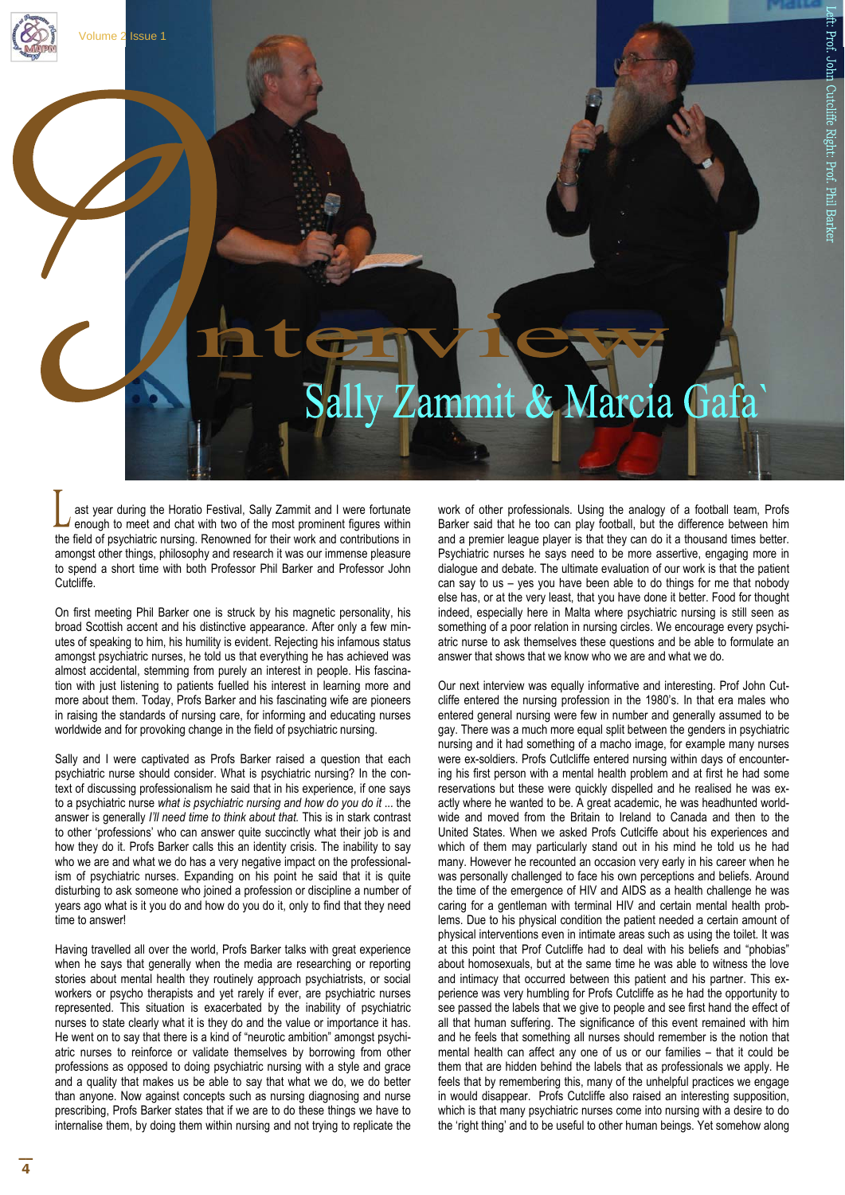# Interview

## Sally Zammit & Marcia Gafa`

Left: Prof. John Cutcliffe Right: Prof. Phil Barker

Last year during the Horatio Festival, Sally Zammit and I were fortunate enough to meet and chat with two of the most prominent figures within the field of psychiatric nursing. Renowned for their work and contributions in amongst other things, philosophy and research it was our immense pleasure to spend a short time with both Professor Phil Barker and Professor John Cutcliffe.

On first meeting Phil Barker one is struck by his magnetic personality, his broad Scottish accent and his distinctive appearance. After only a few minutes of speaking to him, his humility is evident. Rejecting his infamous status amongst psychiatric nurses, he told us that everything he has achieved was almost accidental, stemming from purely an interest in people. His fascination with just listening to patients fuelled his interest in learning more and more about them. Today, Profs Barker and his fascinating wife are pioneers in raising the standards of nursing care, for informing and educating nurses worldwide and for provoking change in the field of psychiatric nursing.

Sally and I were captivated as Profs Barker raised a question that each psychiatric nurse should consider. What is psychiatric nursing? In the context of discussing professionalism he said that in his experience, if one says to a psychiatric nurse *what is psychiatric nursing and how do you do it* ... the answer is generally *I'll need time to think about that.* This is in stark contrast to other 'professions' who can answer quite succinctly what their job is and how they do it. Profs Barker calls this an identity crisis. The inability to say who we are and what we do has a very negative impact on the professionalism of psychiatric nurses. Expanding on his point he said that it is quite disturbing to ask someone who joined a profession or discipline a number of years ago what is it you do and how do you do it, only to find that they need time to answer!

Having travelled all over the world, Profs Barker talks with great experience when he says that generally when the media are researching or reporting stories about mental health they routinely approach psychiatrists, or social workers or psycho therapists and yet rarely if ever, are psychiatric nurses represented. This situation is exacerbated by the inability of psychiatric nurses to state clearly what it is they do and the value or importance it has. He went on to say that there is a kind of "neurotic ambition" amongst psychiatric nurses to reinforce or validate themselves by borrowing from other professions as opposed to doing psychiatric nursing with a style and grace and a quality that makes us be able to say that what we do, we do better than anyone. Now against concepts such as nursing diagnosing and nurse prescribing, Profs Barker states that if we are to do these things we have to internalise them, by doing them within nursing and not trying to replicate the work of other professionals. Using the analogy of a football team, Profs Barker said that he too can play football, but the difference between him and a premier league player is that they can do it a thousand times better. Psychiatric nurses he says need to be more assertive, engaging more in dialogue and debate. The ultimate evaluation of our work is that the patient can say to us – yes you have been able to do things for me that nobody else has, or at the very least, that you have done it better. Food for thought indeed, especially here in Malta where psychiatric nursing is still seen as something of a poor relation in nursing circles. We encourage every psychiatric nurse to ask themselves these questions and be able to formulate an answer that shows that we know who we are and what we do.

Our next interview was equally informative and interesting. Prof John Cutcliffe entered the nursing profession in the 1980's. In that era males who entered general nursing were few in number and generally assumed to be gay. There was a much more equal split between the genders in psychiatric nursing and it had something of a macho image, for example many nurses were ex-soldiers. Profs Cutlcliffe entered nursing within days of encountering his first person with a mental health problem and at first he had some reservations but these were quickly dispelled and he realised he was exactly where he wanted to be. A great academic, he was headhunted worldwide and moved from the Britain to Ireland to Canada and then to the United States. When we asked Profs Cutlcliffe about his experiences and which of them may particularly stand out in his mind he told us he had many. However he recounted an occasion very early in his career when he was personally challenged to face his own perceptions and beliefs. Around the time of the emergence of HIV and AIDS as a health challenge he was caring for a gentleman with terminal HIV and certain mental health problems. Due to his physical condition the patient needed a certain amount of physical interventions even in intimate areas such as using the toilet. It was at this point that Prof Cutcliffe had to deal with his beliefs and "phobias" about homosexuals, but at the same time he was able to witness the love and intimacy that occurred between this patient and his partner. This experience was very humbling for Profs Cutcliffe as he had the opportunity to see passed the labels that we give to people and see first hand the effect of all that human suffering. The significance of this event remained with him and he feels that something all nurses should remember is the notion that mental health can affect any one of us or our families – that it could be them that are hidden behind the labels that as professionals we apply. He feels that by remembering this, many of the unhelpful practices we engage in would disappear. Profs Cutcliffe also raised an interesting supposition, which is that many psychiatric nurses come into nursing with a desire to do the 'right thing' and to be useful to other human beings. Yet somehow along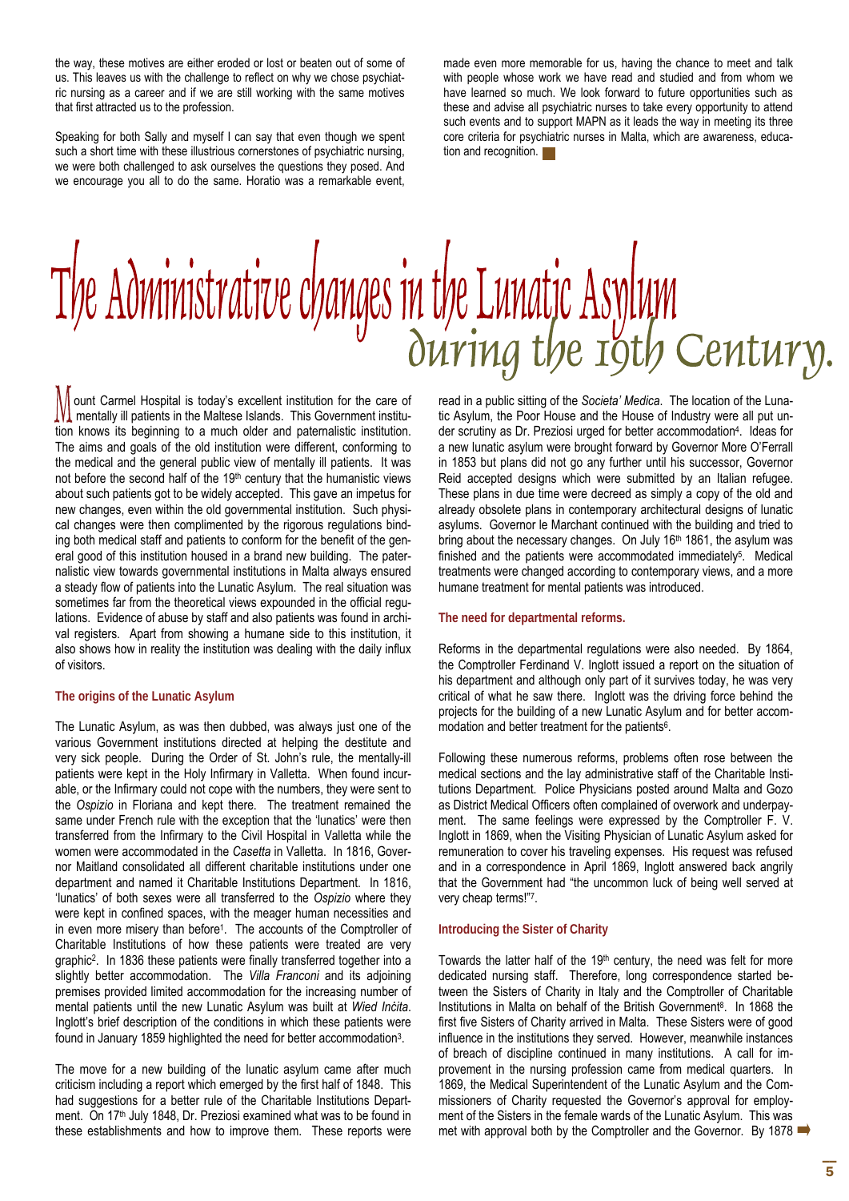the way, these motives are either eroded or lost or beaten out of some of us. This leaves us with the challenge to reflect on why we chose psychiatric nursing as a career and if we are still working with the same motives that first attracted us to the profession.

Speaking for both Sally and myself I can say that even though we spent such a short time with these illustrious cornerstones of psychiatric nursing, we were both challenged to ask ourselves the questions they posed. And we encourage you all to do the same. Horatio was a remarkable event, made even more memorable for us, having the chance to meet and talk with people whose work we have read and studied and from whom we have learned so much. We look forward to future opportunities such as these and advise all psychiatric nurses to take every opportunity to attend such events and to support MAPN as it leads the way in meeting its three core criteria for psychiatric nurses in Malta, which are awareness, education and recognition.

# The Administrative changes in the Lunatic Asylum during the 19th Century.

Mount Carmel Hospital is today's excellent institution for the care of mentally ill patients in the Maltese Islands. This Government institution knows its beginning to a much older and paternalistic institution. The aims and goals of the old institution were different, conforming to the medical and the general public view of mentally ill patients. It was not before the second half of the 19th century that the humanistic views about such patients got to be widely accepted. This gave an impetus for new changes, even within the old governmental institution. Such physical changes were then complimented by the rigorous regulations binding both medical staff and patients to conform for the benefit of the general good of this institution housed in a brand new building. The paternalistic view towards governmental institutions in Malta always ensured a steady flow of patients into the Lunatic Asylum. The real situation was sometimes far from the theoretical views expounded in the official regulations. Evidence of abuse by staff and also patients was found in archival registers. Apart from showing a humane side to this institution, it also shows how in reality the institution was dealing with the daily influx of visitors.

## The origins of the Lunatic Asylum

The Lunatic Asylum, as was then dubbed, was always just one of the various Government institutions directed at helping the destitute and very sick people. During the Order of St. John's rule, the mentally-ill patients were kept in the Holy Infirmary in Valletta. When found incurable, or the Infirmary could not cope with the numbers, they were sent to the *Ospizio* in Floriana and kept there. The treatment remained the same under French rule with the exception that the 'lunatics' were then transferred from the Infirmary to the Civil Hospital in Valletta while the women were accommodated in the *Casetta* in Valletta. In 1816, Governor Maitland consolidated all different charitable institutions under one department and named it Charitable Institutions Department. In 1816, 'lunatics' of both sexes were all transferred to the *Ospizio* where they were kept in confined spaces, with the meager human necessities and in even more misery than before[1]. The accounts of the Comptroller of Charitable Institutions of how these patients were treated are very graphic[2]. In 1836 these patients were finally transferred together into a slightly better accommodation. The *Villa Franconi* and its adjoining premises provided limited accommodation for the increasing number of mental patients until the new Lunatic Asylum was built at *Wied Inċita*. Inglott's brief description of the conditions in which these patients were found in January 1859 highlighted the need for better accommodation[3].

The move for a new building of the lunatic asylum came after much criticism including a report which emerged by the first half of 1848. This had suggestions for a better rule of the Charitable Institutions Department. On 17th July 1848, Dr. Preziosi examined what was to be found in these establishments and how to improve them. These reports were read in a public sitting of the *Societa' Medica*. The location of the Lunatic Asylum, the Poor House and the House of Industry were all put under scrutiny as Dr. Preziosi urged for better accommodation[4]. Ideas for a new lunatic asylum were brought forward by Governor More O'Ferrall in 1853 but plans did not go any further until his successor, Governor Reid accepted designs which were submitted by an Italian refugee. These plans in due time were decreed as simply a copy of the old and already obsolete plans in contemporary architectural designs of lunatic asylums. Governor le Marchant continued with the building and tried to bring about the necessary changes. On July 16th 1861, the asylum was finished and the patients were accommodated immediately[5]. Medical treatments were changed according to contemporary views, and a more humane treatment for mental patients was introduced.

## The need for departmental reforms.

Reforms in the departmental regulations were also needed. By 1864, the Comptroller Ferdinand V. Inglott issued a report on the situation of his department and although only part of it survives today, he was very critical of what he saw there. Inglott was the driving force behind the projects for the building of a new Lunatic Asylum and for better accommodation and better treatment for the patients[6].

Following these numerous reforms, problems often rose between the medical sections and the lay administrative staff of the Charitable Institutions Department. Police Physicians posted around Malta and Gozo as District Medical Officers often complained of overwork and underpayment. The same feelings were expressed by the Comptroller F. V. Inglott in 1869, when the Visiting Physician of Lunatic Asylum asked for remuneration to cover his traveling expenses. His request was refused and in a correspondence in April 1869, Inglott answered back angrily that the Government had "the uncommon luck of being well served at very cheap terms!"[7].

## Introducing the Sister of Charity

Towards the latter half of the 19th century, the need was felt for more dedicated nursing staff. Therefore, long correspondence started between the Sisters of Charity in Italy and the Comptroller of Charitable Institutions in Malta on behalf of the British Government[8]. In 1868 the first five Sisters of Charity arrived in Malta. These Sisters were of good influence in the institutions they served. However, meanwhile instances of breach of discipline continued in many institutions. A call for improvement in the nursing profession came from medical quarters. In 1869, the Medical Superintendent of the Lunatic Asylum and the Commissioners of Charity requested the Governor's approval for employment of the Sisters in the female wards of the Lunatic Asylum. This was met with approval both by the Comptroller and the Governor. By 1878 ➡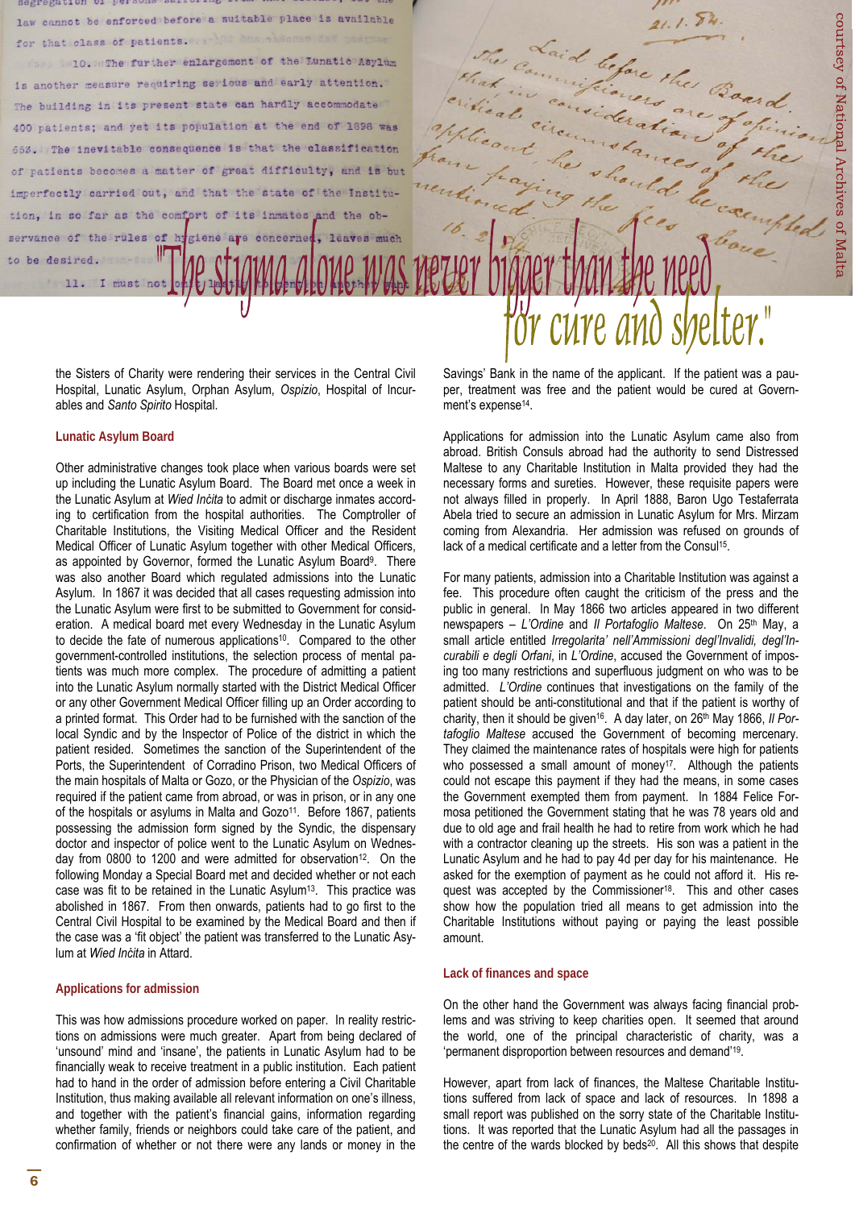"The stigma alone was never bigger than the need for cure and shelter."

the Sisters of Charity were rendering their services in the Central Civil Hospital, Lunatic Asylum, Orphan Asylum, *Ospizio*, Hospital of Incurables and *Santo Spirito* Hospital.

### Lunatic Asylum Board

Other administrative changes took place when various boards were set up including the Lunatic Asylum Board. The Board met once a week in the Lunatic Asylum at *Wied Inċita* to admit or discharge inmates according to certification from the hospital authorities. The Comptroller of Charitable Institutions, the Visiting Medical Officer and the Resident Medical Officer of Lunatic Asylum together with other Medical Officers, as appointed by Governor, formed the Lunatic Asylum Board[9]. There was also another Board which regulated admissions into the Lunatic Asylum. In 1867 it was decided that all cases requesting admission into the Lunatic Asylum were first to be submitted to Government for consideration. A medical board met every Wednesday in the Lunatic Asylum to decide the fate of numerous applications[10]. Compared to the other government-controlled institutions, the selection process of mental patients was much more complex. The procedure of admitting a patient into the Lunatic Asylum normally started with the District Medical Officer or any other Government Medical Officer filling up an Order according to a printed format. This Order had to be furnished with the sanction of the local Syndic and by the Inspector of Police of the district in which the patient resided. Sometimes the sanction of the Superintendent of the Ports, the Superintendent of Corradino Prison, two Medical Officers of the main hospitals of Malta or Gozo, or the Physician of the *Ospizio*, was required if the patient came from abroad, or was in prison, or in any one of the hospitals or asylums in Malta and Gozo[11]. Before 1867, patients possessing the admission form signed by the Syndic, the dispensary doctor and inspector of police went to the Lunatic Asylum on Wednesday from 0800 to 1200 and were admitted for observation[12]. On the following Monday a Special Board met and decided whether or not each case was fit to be retained in the Lunatic Asylum[13]. This practice was abolished in 1867. From then onwards, patients had to go first to the Central Civil Hospital to be examined by the Medical Board and then if the case was a 'fit object' the patient was transferred to the Lunatic Asylum at *Wied Inċita* in Attard.

### Applications for admission

This was how admissions procedure worked on paper. In reality restrictions on admissions were much greater. Apart from being declared of 'unsound' mind and 'insane', the patients in Lunatic Asylum had to be financially weak to receive treatment in a public institution. Each patient had to hand in the order of admission before entering a Civil Charitable Institution, thus making available all relevant information on one's illness, and together with the patient's financial gains, information regarding whether family, friends or neighbors could take care of the patient, and confirmation of whether or not there were any lands or money in the Savings' Bank in the name of the applicant. If the patient was a pauper, treatment was free and the patient would be cured at Government's expense[14].

Applications for admission into the Lunatic Asylum came also from abroad. British Consuls abroad had the authority to send Distressed Maltese to any Charitable Institution in Malta provided they had the necessary forms and sureties. However, these requisite papers were not always filled in properly. In April 1888, Baron Ugo Testaferrata Abela tried to secure an admission in Lunatic Asylum for Mrs. Mirzam coming from Alexandria. Her admission was refused on grounds of lack of a medical certificate and a letter from the Consul[15].

For many patients, admission into a Charitable Institution was against a fee. This procedure often caught the criticism of the press and the public in general. In May 1866 two articles appeared in two different newspapers – *L'Ordine* and *Il Portafoglio Maltese*. On 25th May, a small article entitled *Irregolarita' nell'Ammissioni degl'Invalidi, degl'Incurabili e degli Orfani*, in *L'Ordine*, accused the Government of imposing too many restrictions and superfluous judgment on who was to be admitted. *L'Ordine* continues that investigations on the family of the patient should be anti-constitutional and that if the patient is worthy of charity, then it should be given[16]. A day later, on 26th May 1866, *Il Portafoglio Maltese* accused the Government of becoming mercenary. They claimed the maintenance rates of hospitals were high for patients who possessed a small amount of money[17]. Although the patients could not escape this payment if they had the means, in some cases the Government exempted them from payment. In 1884 Felice Formosa petitioned the Government stating that he was 78 years old and due to old age and frail health he had to retire from work which he had with a contractor cleaning up the streets. His son was a patient in the Lunatic Asylum and he had to pay 4d per day for his maintenance. He asked for the exemption of payment as he could not afford it. His request was accepted by the Commissioner[18]. This and other cases show how the population tried all means to get admission into the Charitable Institutions without paying or paying the least possible amount.

### Lack of finances and space

On the other hand the Government was always facing financial problems and was striving to keep charities open. It seemed that around the world, one of the principal characteristic of charity, was a 'permanent disproportion between resources and demand'[19].

However, apart from lack of finances, the Maltese Charitable Institutions suffered from lack of space and lack of resources. In 1898 a small report was published on the sorry state of the Charitable Institutions. It was reported that the Lunatic Asylum had all the passages in the centre of the wards blocked by beds[20]. All this shows that despite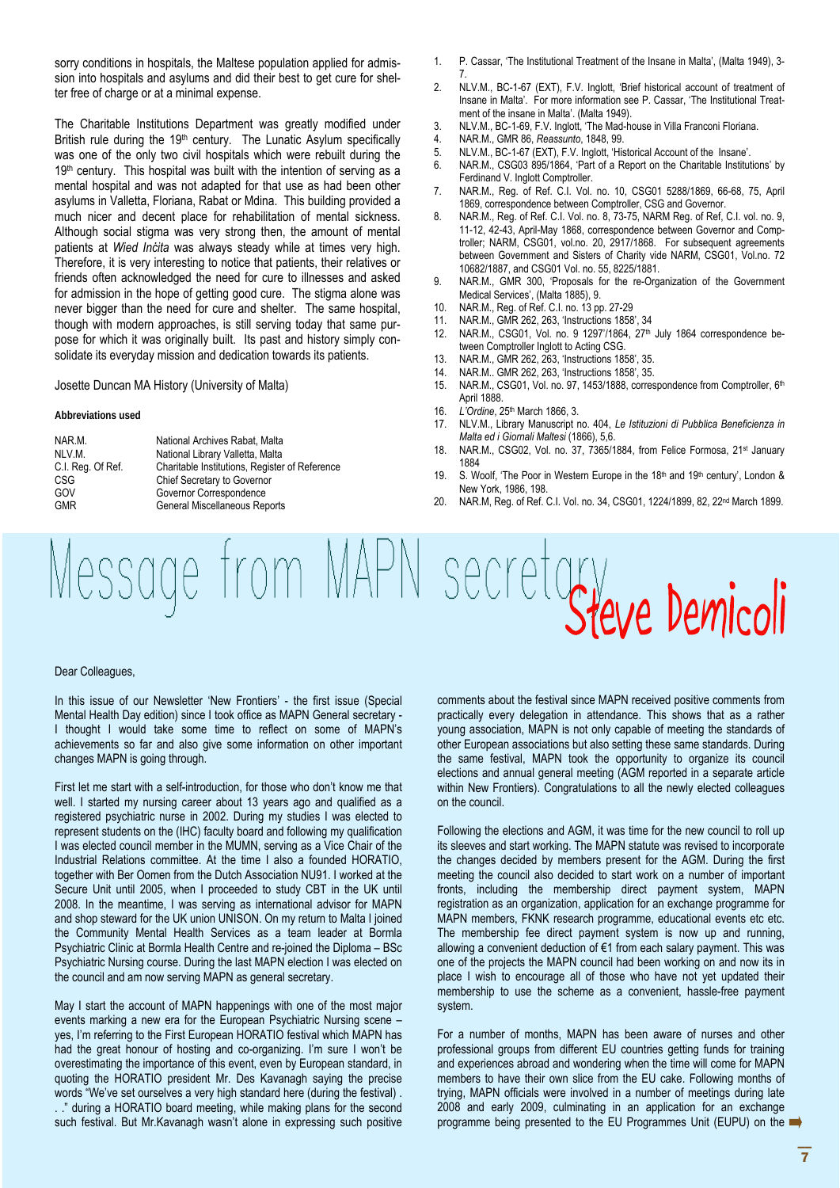sorry conditions in hospitals, the Maltese population applied for admission into hospitals and asylums and did their best to get cure for shelter free of charge or at a minimal expense.

The Charitable Institutions Department was greatly modified under British rule during the 19th century. The Lunatic Asylum specifically was one of the only two civil hospitals which were rebuilt during the 19th century. This hospital was built with the intention of serving as a mental hospital and was not adapted for that use as had been other asylums in Valletta, Floriana, Rabat or Mdina. This building provided a much nicer and decent place for rehabilitation of mental sickness. Although social stigma was very strong then, the amount of mental patients at *Wied Inċita* was always steady while at times very high. Therefore, it is very interesting to notice that patients, their relatives or friends often acknowledged the need for cure to illnesses and asked for admission in the hope of getting good cure. The stigma alone was never bigger than the need for cure and shelter. The same hospital, though with modern approaches, is still serving today that same purpose for which it was originally built. Its past and history simply consolidate its everyday mission and dedication towards its patients.

Josette Duncan MA History (University of Malta)

**Abbreviations used**

| | |
|---|---|
| NAR.M. | National Archives Rabat, Malta |
| NLV.M. | National Library Valletta, Malta |
| C.I. Reg. Of Ref. | Charitable Institutions, Register of Reference |
| CSG | Chief Secretary to Governor |
| GOV | Governor Correspondence |
| GMR | General Miscellaneous Reports |

1. P. Cassar, 'The Institutional Treatment of the Insane in Malta', (Malta 1949), 3-7.
2. NLV.M., BC-1-67 (EXT), F.V. Inglott, 'Brief historical account of treatment of Insane in Malta'. For more information see P. Cassar, 'The Institutional Treatment of the insane in Malta'. (Malta 1949).
3. NLV.M., BC-1-69, F.V. Inglott, 'The Mad-house in Villa Franconi Floriana.
4. NAR.M., GMR 86, *Reassunto*, 1848, 99.
5. NLV.M., BC-1-67 (EXT), F.V. Inglott, 'Historical Account of the Insane'.
6. NAR.M., CSG03 895/1864, 'Part of a Report on the Charitable Institutions' by Ferdinand V. Inglott Comptroller.
7. NAR.M., Reg. of Ref. C.I. Vol. no. 10, CSG01 5288/1869, 66-68, 75, April 1869, correspondence between Comptroller, CSG and Governor.
8. NAR.M., Reg. of Ref. C.I. Vol. no. 8, 73-75, NARM Reg. of Ref, C.I. vol. no. 9, 11-12, 42-43, April-May 1868, correspondence between Governor and Comptroller; NARM, CSG01, vol.no. 20, 2917/1868. For subsequent agreements between Government and Sisters of Charity vide NARM, CSG01, Vol.no. 72 10682/1887, and CSG01 Vol. no. 55, 8225/1881.
9. NAR.M., GMR 300, 'Proposals for the re-Organization of the Government Medical Services', (Malta 1885), 9.
10. NAR.M., Reg. of Ref. C.I. no. 13 pp. 27-29
11. NAR.M., GMR 262, 263, 'Instructions 1858', 34
12. NAR.M., CSG01, Vol. no. 9 1297'/1864, 27th July 1864 correspondence between Comptroller Inglott to Acting CSG.
13. NAR.M., GMR 262, 263, 'Instructions 1858', 35.
14. NAR.M.. GMR 262, 263, 'Instructions 1858', 35.
15. NAR.M., CSG01, Vol. no. 97, 1453/1888, correspondence from Comptroller, 6th April 1888.
16. *L'Ordine*, 25th March 1866, 3.
17. NLV.M., Library Manuscript no. 404, *Le Istituzioni di Pubblica Beneficienza in Malta ed i Giornali Maltesi* (1866), 5,6.
18. NAR.M., CSG02, Vol. no. 37, 7365/1884, from Felice Formosa, 21st January 1884
19. S. Woolf, 'The Poor in Western Europe in the 18th and 19th century', London & New York, 1986, 198.
20. NAR.M, Reg. of Ref. C.I. Vol. no. 34, CSG01, 1224/1899, 82, 22nd March 1899.

# Message from MAPN secretary Steve Demicoli

Dear Colleagues,

In this issue of our Newsletter 'New Frontiers' - the first issue (Special Mental Health Day edition) since I took office as MAPN General secretary - I thought I would take some time to reflect on some of MAPN's achievements so far and also give some information on other important changes MAPN is going through.

First let me start with a self-introduction, for those who don't know me that well. I started my nursing career about 13 years ago and qualified as a registered psychiatric nurse in 2002. During my studies I was elected to represent students on the (IHC) faculty board and following my qualification I was elected council member in the MUMN, serving as a Vice Chair of the Industrial Relations committee. At the time I also a founded HORATIO, together with Ber Oomen from the Dutch Association NU91. I worked at the Secure Unit until 2005, when I proceeded to study CBT in the UK until 2008. In the meantime, I was serving as international advisor for MAPN and shop steward for the UK union UNISON. On my return to Malta I joined the Community Mental Health Services as a team leader at Bormla Psychiatric Clinic at Bormla Health Centre and re-joined the Diploma – BSc Psychiatric Nursing course. During the last MAPN election I was elected on the council and am now serving MAPN as general secretary.

May I start the account of MAPN happenings with one of the most major events marking a new era for the European Psychiatric Nursing scene – yes, I'm referring to the First European HORATIO festival which MAPN has had the great honour of hosting and co-organizing. I'm sure I won't be overestimating the importance of this event, even by European standard, in quoting the HORATIO president Mr. Des Kavanagh saying the precise words "We've set ourselves a very high standard here (during the festival) . . ." during a HORATIO board meeting, while making plans for the second such festival. But Mr.Kavanagh wasn't alone in expressing such positive comments about the festival since MAPN received positive comments from practically every delegation in attendance. This shows that as a rather young association, MAPN is not only capable of meeting the standards of other European associations but also setting these same standards. During the same festival, MAPN took the opportunity to organize its council elections and annual general meeting (AGM reported in a separate article within New Frontiers). Congratulations to all the newly elected colleagues on the council.

Following the elections and AGM, it was time for the new council to roll up its sleeves and start working. The MAPN statute was revised to incorporate the changes decided by members present for the AGM. During the first meeting the council also decided to start work on a number of important fronts, including the membership direct payment system, MAPN registration as an organization, application for an exchange programme for MAPN members, FKNK research programme, educational events etc etc. The membership fee direct payment system is now up and running, allowing a convenient deduction of €1 from each salary payment. This was one of the projects the MAPN council had been working on and now its in place I wish to encourage all of those who have not yet updated their membership to use the scheme as a convenient, hassle-free payment system.

For a number of months, MAPN has been aware of nurses and other professional groups from different EU countries getting funds for training and experiences abroad and wondering when the time will come for MAPN members to have their own slice from the EU cake. Following months of trying, MAPN officials were involved in a number of meetings during late 2008 and early 2009, culminating in an application for an exchange programme being presented to the EU Programmes Unit (EUPU) on the ➡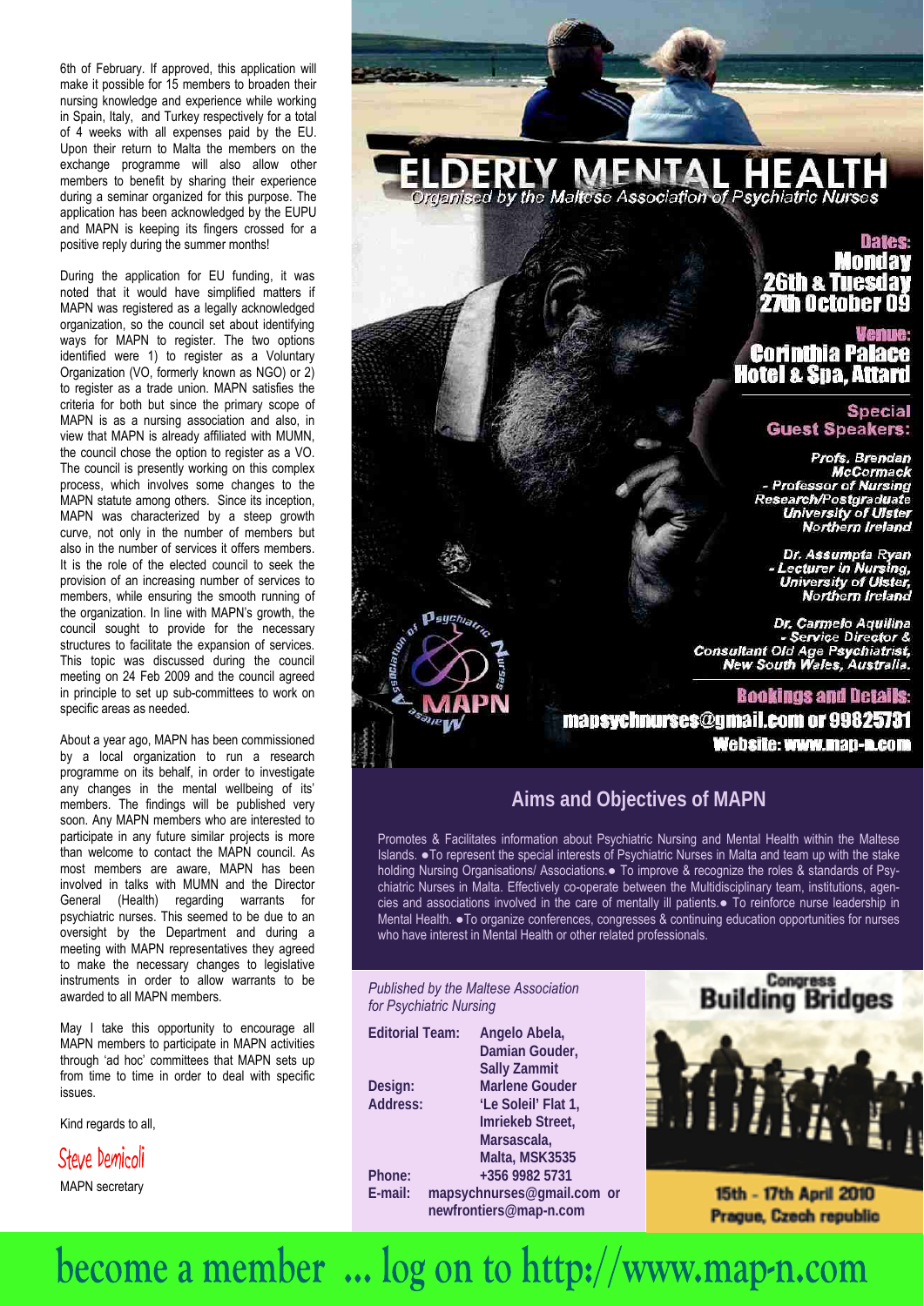6th of February. If approved, this application will make it possible for 15 members to broaden their nursing knowledge and experience while working in Spain, Italy, and Turkey respectively for a total of 4 weeks with all expenses paid by the EU. Upon their return to Malta the members on the exchange programme will also allow other members to benefit by sharing their experience during a seminar organized for this purpose. The application has been acknowledged by the EUPU and MAPN is keeping its fingers crossed for a positive reply during the summer months!

During the application for EU funding, it was noted that it would have simplified matters if MAPN was registered as a legally acknowledged organization, so the council set about identifying ways for MAPN to register. The two options identified were 1) to register as a Voluntary Organization (VO, formerly known as NGO) or 2) to register as a trade union. MAPN satisfies the criteria for both but since the primary scope of MAPN is as a nursing association and also, in view that MAPN is already affiliated with MUMN, the council chose the option to register as a VO. The council is presently working on this complex process, which involves some changes to the MAPN statute among others. Since its inception, MAPN was characterized by a steep growth curve, not only in the number of members but also in the number of services it offers members. It is the role of the elected council to seek the provision of an increasing number of services to members, while ensuring the smooth running of the organization. In line with MAPN's growth, the council sought to provide for the necessary structures to facilitate the expansion of services. This topic was discussed during the council meeting on 24 Feb 2009 and the council agreed in principle to set up sub-committees to work on specific areas as needed.

About a year ago, MAPN has been commissioned by a local organization to run a research programme on its behalf, in order to investigate any changes in the mental wellbeing of its' members. The findings will be published very soon. Any MAPN members who are interested to participate in any future similar projects is more than welcome to contact the MAPN council. As most members are aware, MAPN has been involved in talks with MUMN and the Director General (Health) regarding warrants for psychiatric nurses. This seemed to be due to an oversight by the Department and during a meeting with MAPN representatives they agreed to make the necessary changes to legislative instruments in order to allow warrants to be awarded to all MAPN members.

May I take this opportunity to encourage all MAPN members to participate in MAPN activities through 'ad hoc' committees that MAPN sets up from time to time in order to deal with specific issues.

Kind regards to all,

Steve Demicoli

MAPN secretary

# ELDERLY MENTAL HEALTH

*Organised by the Maltese Association of Psychiatric Nurses*

**Dates:** Monday 26th & Tuesday 27th October 09

**Venue:** Corinthia Palace Hotel & Spa, Attard

**Special Guest Speakers:**

*Profs. Brendan McCormack - Professor of Nursing Research/Postgraduate University of Ulster Northern Ireland*

*Dr. Assumpta Ryan - Lecturer in Nursing, University of Ulster, Northern Ireland*

*Dr. Carmelo Aquilina - Service Director & Consultant Old Age Psychiatrist, New South Wales, Australia.*

**Bookings and Details:** mapsychnurses@gmail.com or 99825731

**Website:** www.map-n.com

## Aims and Objectives of MAPN

Promotes & Facilitates information about Psychiatric Nursing and Mental Health within the Maltese Islands. ● To represent the special interests of Psychiatric Nurses in Malta and team up with the stake holding Nursing Organisations/ Associations. ● To improve & recognize the roles & standards of Psychiatric Nurses in Malta. Effectively co-operate between the Multidisciplinary team, institutions, agencies and associations involved in the care of mentally ill patients. ● To reinforce nurse leadership in Mental Health. ● To organize conferences, congresses & continuing education opportunities for nurses who have interest in Mental Health or other related professionals.

*Published by the Maltese Association for Psychiatric Nursing*

**Editorial Team:** Angelo Abela, Damian Gouder, Sally Zammit
**Design:** Marlene Gouder
**Address:** 'Le Soleil' Flat 1, Imriekeb Street, Marsascala, Malta, MSK3535
**Phone:** +356 9982 5731
**E-mail:** mapsychnurses@gmail.com or newfrontiers@map-n.com

**Congress Building Bridges**

15th - 17th April 2010
Prague, Czech republic

# become a member ... log on to http://www.map-n.com